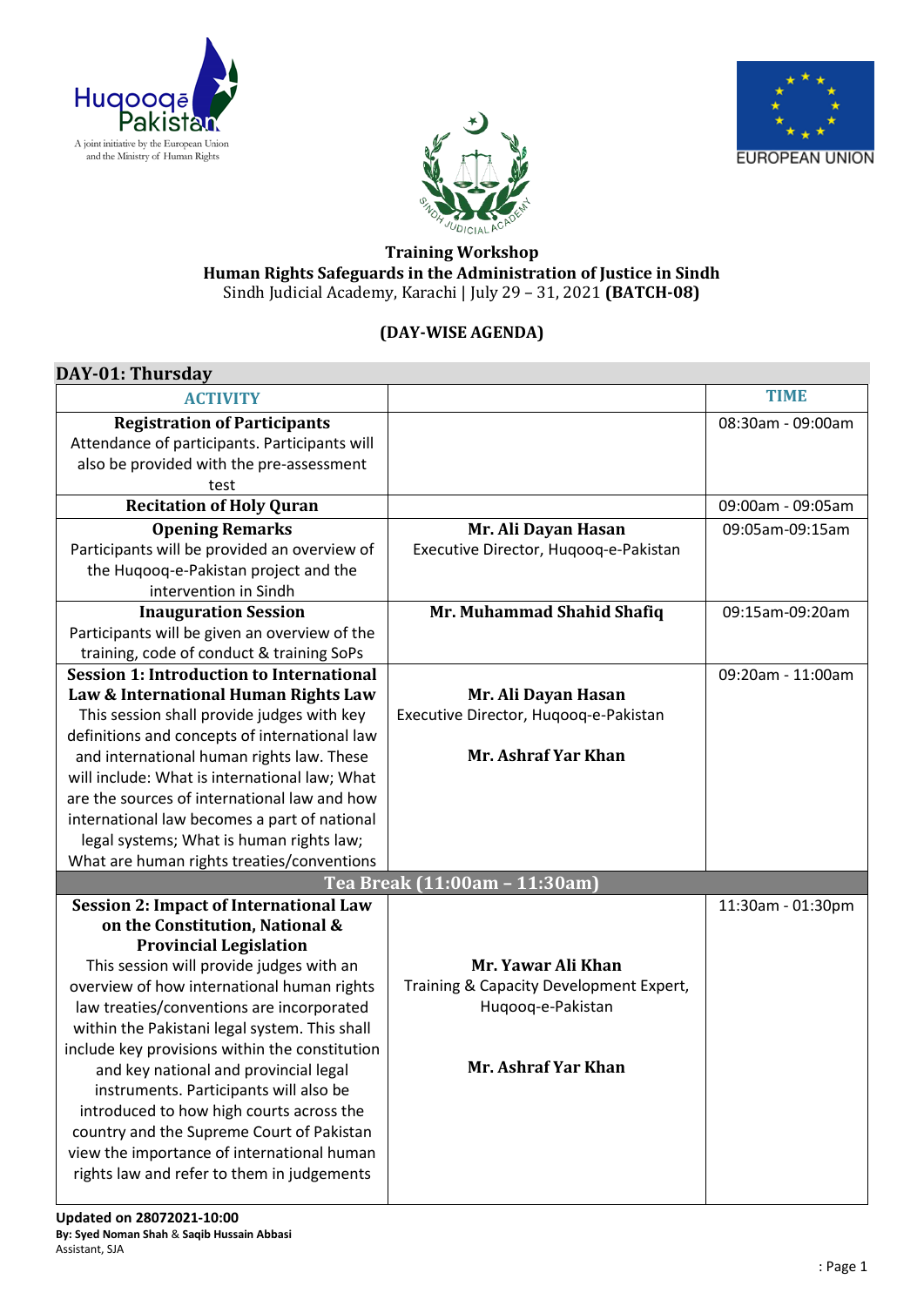Huqooq-e-Pakistan
A joint initiative by the European Union and the Ministry of Human Rights

SINDH JUDICIAL ACADEMY

EUROPEAN UNION

**Training Workshop**
**Human Rights Safeguards in the Administration of Justice in Sindh**
Sindh Judicial Academy, Karachi | July 29 – 31, 2021 **(BATCH-08)**

**(DAY-WISE AGENDA)**

## DAY-01: Thursday

| ACTIVITY | | TIME |
|---|---|---|
| **Registration of Participants**<br>Attendance of participants. Participants will also be provided with the pre-assessment test | | 08:30am - 09:00am |
| **Recitation of Holy Quran** | | 09:00am - 09:05am |
| **Opening Remarks**<br>Participants will be provided an overview of the Huqooq-e-Pakistan project and the intervention in Sindh | **Mr. Ali Dayan Hasan**<br>Executive Director, Huqooq-e-Pakistan | 09:05am-09:15am |
| **Inauguration Session**<br>Participants will be given an overview of the training, code of conduct & training SoPs | **Mr. Muhammad Shahid Shafiq** | 09:15am-09:20am |
| **Session 1: Introduction to International Law & International Human Rights Law**<br>This session shall provide judges with key definitions and concepts of international law and international human rights law. These will include: What is international law; What are the sources of international law and how international law becomes a part of national legal systems; What is human rights law; What are human rights treaties/conventions | **Mr. Ali Dayan Hasan**<br>Executive Director, Huqooq-e-Pakistan<br><br>**Mr. Ashraf Yar Khan** | 09:20am - 11:00am |
| **Tea Break (11:00am – 11:30am)** | | |
| **Session 2: Impact of International Law on the Constitution, National & Provincial Legislation**<br>This session will provide judges with an overview of how international human rights law treaties/conventions are incorporated within the Pakistani legal system. This shall include key provisions within the constitution and key national and provincial legal instruments. Participants will also be introduced to how high courts across the country and the Supreme Court of Pakistan view the importance of international human rights law and refer to them in judgements | **Mr. Yawar Ali Khan**<br>Training & Capacity Development Expert, Huqooq-e-Pakistan<br><br>**Mr. Ashraf Yar Khan** | 11:30am - 01:30pm |

**Updated on 28072021-10:00**
**By: Syed Noman Shah** & **Saqib Hussain Abbasi**
Assistant, SJA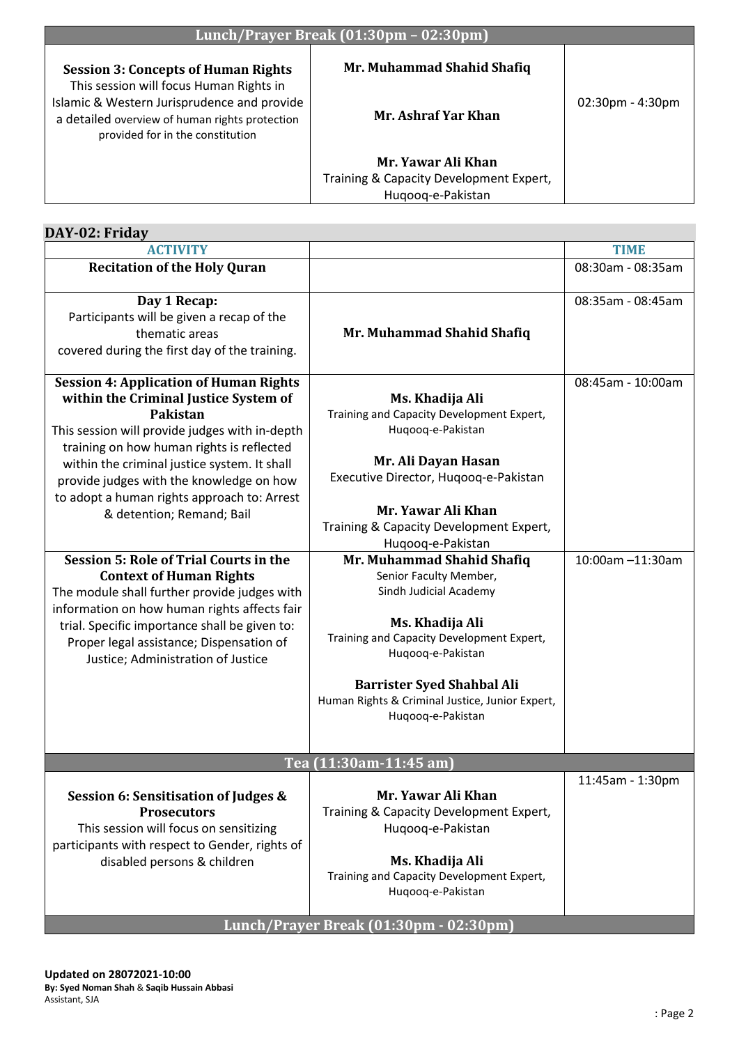| Lunch/Prayer Break (01:30pm – 02:30pm) | | |
|---|---|---|
| **Session 3: Concepts of Human Rights**<br>This session will focus Human Rights in Islamic & Western Jurisprudence and provide a detailed overview of human rights protection provided for in the constitution | **Mr. Muhammad Shahid Shafiq**<br><br>**Mr. Ashraf Yar Khan**<br><br>**Mr. Yawar Ali Khan**<br>Training & Capacity Development Expert, Huqooq-e-Pakistan | 02:30pm - 4:30pm |

## DAY-02: Friday

| ACTIVITY | | TIME |
|---|---|---|
| **Recitation of the Holy Quran** | | 08:30am - 08:35am |
| **Day 1 Recap:**<br>Participants will be given a recap of the thematic areas covered during the first day of the training. | **Mr. Muhammad Shahid Shafiq** | 08:35am - 08:45am |
| **Session 4: Application of Human Rights within the Criminal Justice System of Pakistan**<br>This session will provide judges with in-depth training on how human rights is reflected within the criminal justice system. It shall provide judges with the knowledge on how to adopt a human rights approach to: Arrest & detention; Remand; Bail | **Ms. Khadija Ali**<br>Training and Capacity Development Expert, Huqooq-e-Pakistan<br><br>**Mr. Ali Dayan Hasan**<br>Executive Director, Huqooq-e-Pakistan<br><br>**Mr. Yawar Ali Khan**<br>Training & Capacity Development Expert, Huqooq-e-Pakistan | 08:45am - 10:00am |
| **Session 5: Role of Trial Courts in the Context of Human Rights**<br>The module shall further provide judges with information on how human rights affects fair trial. Specific importance shall be given to: Proper legal assistance; Dispensation of Justice; Administration of Justice | **Mr. Muhammad Shahid Shafiq**<br>Senior Faculty Member, Sindh Judicial Academy<br><br>**Ms. Khadija Ali**<br>Training and Capacity Development Expert, Huqooq-e-Pakistan<br><br>**Barrister Syed Shahbal Ali**<br>Human Rights & Criminal Justice, Junior Expert, Huqooq-e-Pakistan | 10:00am –11:30am |
| **Tea (11:30am-11:45 am)** | | |
| **Session 6: Sensitisation of Judges & Prosecutors**<br>This session will focus on sensitizing participants with respect to Gender, rights of disabled persons & children | **Mr. Yawar Ali Khan**<br>Training & Capacity Development Expert, Huqooq-e-Pakistan<br><br>**Ms. Khadija Ali**<br>Training and Capacity Development Expert, Huqooq-e-Pakistan | 11:45am - 1:30pm |
| **Lunch/Prayer Break (01:30pm - 02:30pm)** | | |

**Updated on 28072021-10:00**
**By: Syed Noman Shah** & **Saqib Hussain Abbasi**
Assistant, SJA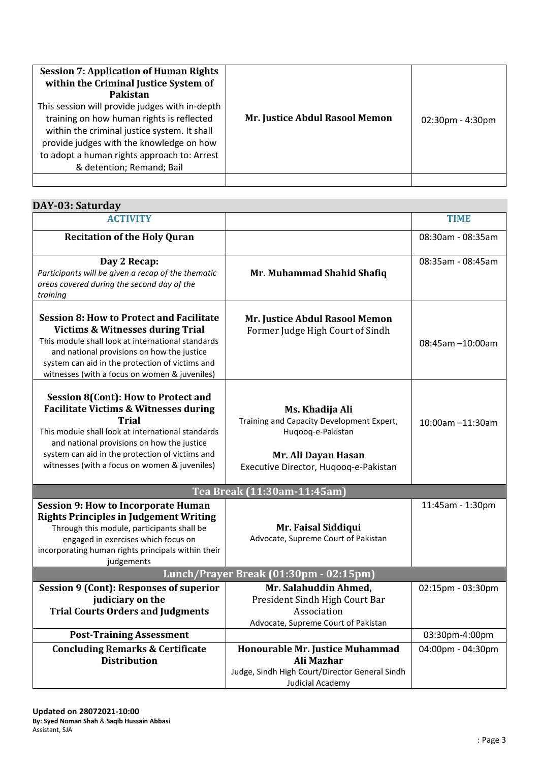| | | |
|---|---|---|
| **Session 7: Application of Human Rights within the Criminal Justice System of Pakistan** This session will provide judges with in-depth training on how human rights is reflected within the criminal justice system. It shall provide judges with the knowledge on how to adopt a human rights approach to: Arrest & detention; Remand; Bail | **Mr. Justice Abdul Rasool Memon** | 02:30pm - 4:30pm |
| | | |

## DAY-03: Saturday

| ACTIVITY | | TIME |
|---|---|---|
| **Recitation of the Holy Quran** | | 08:30am - 08:35am |
| **Day 2 Recap:** *Participants will be given a recap of the thematic areas covered during the second day of the training* | **Mr. Muhammad Shahid Shafiq** | 08:35am - 08:45am |
| **Session 8: How to Protect and Facilitate Victims & Witnesses during Trial** This module shall look at international standards and national provisions on how the justice system can aid in the protection of victims and witnesses (with a focus on women & juveniles) | **Mr. Justice Abdul Rasool Memon** Former Judge High Court of Sindh | 08:45am –10:00am |
| **Session 8(Cont): How to Protect and Facilitate Victims & Witnesses during Trial** This module shall look at international standards and national provisions on how the justice system can aid in the protection of victims and witnesses (with a focus on women & juveniles) | **Ms. Khadija Ali** Training and Capacity Development Expert, Huqooq-e-Pakistan **Mr. Ali Dayan Hasan** Executive Director, Huqooq-e-Pakistan | 10:00am –11:30am |
| **Tea Break (11:30am-11:45am)** | | |
| **Session 9: How to Incorporate Human Rights Principles in Judgement Writing** Through this module, participants shall be engaged in exercises which focus on incorporating human rights principals within their judgements | **Mr. Faisal Siddiqui** Advocate, Supreme Court of Pakistan | 11:45am - 1:30pm |
| **Lunch/Prayer Break (01:30pm - 02:15pm)** | | |
| **Session 9 (Cont): Responses of superior judiciary on the Trial Courts Orders and Judgments** | **Mr. Salahuddin Ahmed,** President Sindh High Court Bar Association Advocate, Supreme Court of Pakistan | 02:15pm - 03:30pm |
| **Post-Training Assessment** | | 03:30pm-4:00pm |
| **Concluding Remarks & Certificate Distribution** | **Honourable Mr. Justice Muhammad Ali Mazhar** Judge, Sindh High Court/Director General Sindh Judicial Academy | 04:00pm - 04:30pm |

**Updated on 28072021-10:00**
**By: Syed Noman Shah** & **Saqib Hussain Abbasi**
Assistant, SJA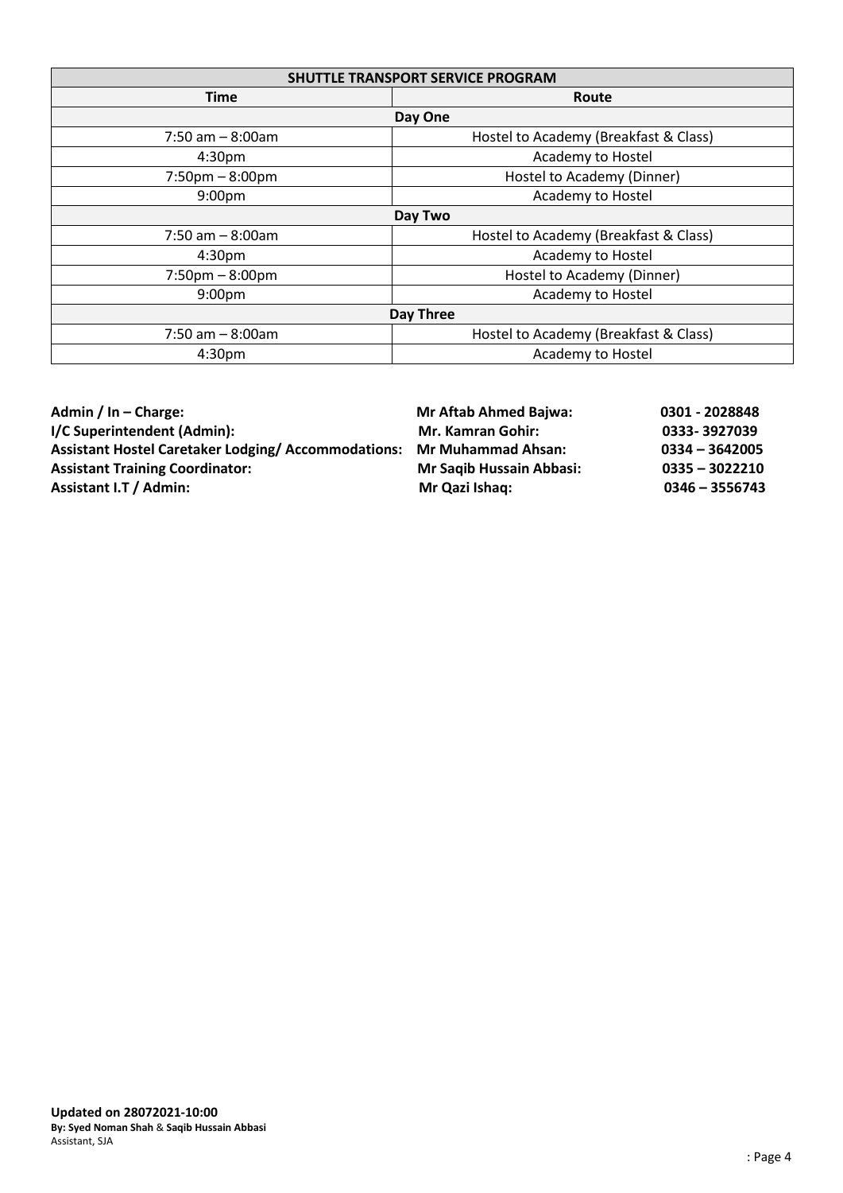| SHUTTLE TRANSPORT SERVICE PROGRAM | |
|---|---|
| **Time** | **Route** |
| **Day One** | |
| 7:50 am – 8:00am | Hostel to Academy (Breakfast & Class) |
| 4:30pm | Academy to Hostel |
| 7:50pm – 8:00pm | Hostel to Academy (Dinner) |
| 9:00pm | Academy to Hostel |
| **Day Two** | |
| 7:50 am – 8:00am | Hostel to Academy (Breakfast & Class) |
| 4:30pm | Academy to Hostel |
| 7:50pm – 8:00pm | Hostel to Academy (Dinner) |
| 9:00pm | Academy to Hostel |
| **Day Three** | |
| 7:50 am – 8:00am | Hostel to Academy (Breakfast & Class) |
| 4:30pm | Academy to Hostel |

| | | |
|---|---|---|
| **Admin / In – Charge:** | **Mr Aftab Ahmed Bajwa:** | **0301 - 2028848** |
| **I/C Superintendent (Admin):** | **Mr. Kamran Gohir:** | **0333- 3927039** |
| **Assistant Hostel Caretaker Lodging/ Accommodations:** | **Mr Muhammad Ahsan:** | **0334 – 3642005** |
| **Assistant Training Coordinator:** | **Mr Saqib Hussain Abbasi:** | **0335 – 3022210** |
| **Assistant I.T / Admin:** | **Mr Qazi Ishaq:** | **0346 – 3556743** |

**Updated on 28072021-10:00**
**By: Syed Noman Shah** & **Saqib Hussain Abbasi**
Assistant, SJA